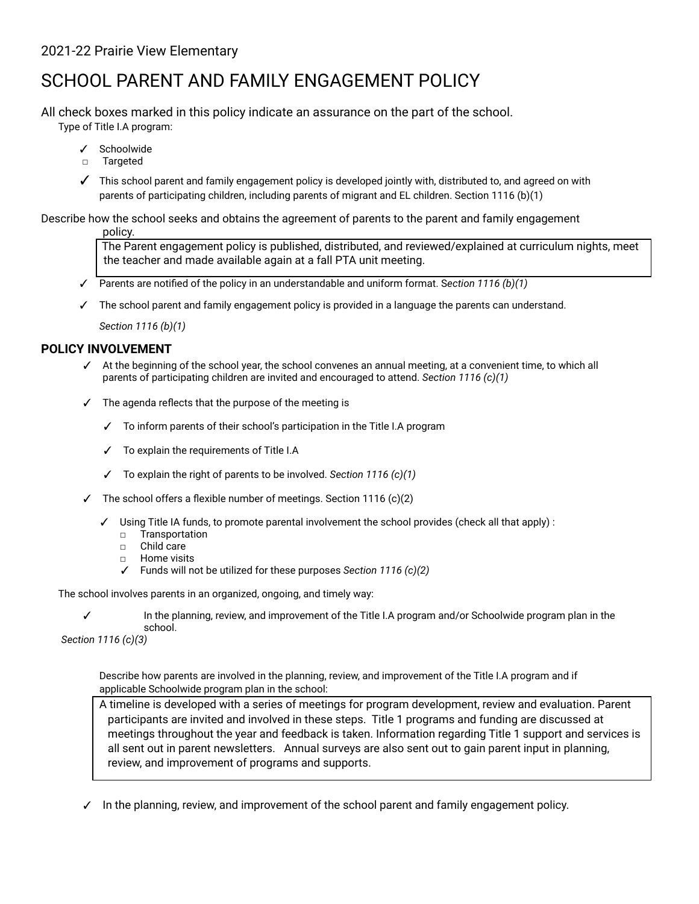2021-22 Prairie View Elementary

# SCHOOL PARENT AND FAMILY ENGAGEMENT POLICY

All check boxes marked in this policy indicate an assurance on the part of the school.

Type of Title I.A program:

- ✓ Schoolwide
- ☐ Targeted

- ✓ This school parent and family engagement policy is developed jointly with, distributed to, and agreed on with parents of participating children, including parents of migrant and EL children. Section 1116 (b)(1)

Describe how the school seeks and obtains the agreement of parents to the parent and family engagement policy.

> The Parent engagement policy is published, distributed, and reviewed/explained at curriculum nights, meet the teacher and made available again at a fall PTA unit meeting.

- ✓ Parents are notified of the policy in an understandable and uniform format. S*ection 1116 (b)(1)*
- ✓ The school parent and family engagement policy is provided in a language the parents can understand.

  *Section 1116 (b)(1)*

### POLICY INVOLVEMENT

- ✓ At the beginning of the school year, the school convenes an annual meeting, at a convenient time, to which all parents of participating children are invited and encouraged to attend. *Section 1116 (c)(1)*
- ✓ The agenda reflects that the purpose of the meeting is
  - ✓ To inform parents of their school's participation in the Title I.A program
  - ✓ To explain the requirements of Title I.A
  - ✓ To explain the right of parents to be involved. *Section 1116 (c)(1)*
- ✓ The school offers a flexible number of meetings. Section 1116 (c)(2)
  - ✓ Using Title IA funds, to promote parental involvement the school provides (check all that apply) :
    - ☐ Transportation
    - ☐ Child care
    - ☐ Home visits
    - ✓ Funds will not be utilized for these purposes *Section 1116 (c)(2)*

The school involves parents in an organized, ongoing, and timely way:

- ✓ In the planning, review, and improvement of the Title I.A program and/or Schoolwide program plan in the school.

*Section 1116 (c)(3)*

Describe how parents are involved in the planning, review, and improvement of the Title I.A program and if applicable Schoolwide program plan in the school:

> A timeline is developed with a series of meetings for program development, review and evaluation. Parent participants are invited and involved in these steps. Title 1 programs and funding are discussed at meetings throughout the year and feedback is taken. Information regarding Title 1 support and services is all sent out in parent newsletters. Annual surveys are also sent out to gain parent input in planning, review, and improvement of programs and supports.

- ✓ In the planning, review, and improvement of the school parent and family engagement policy.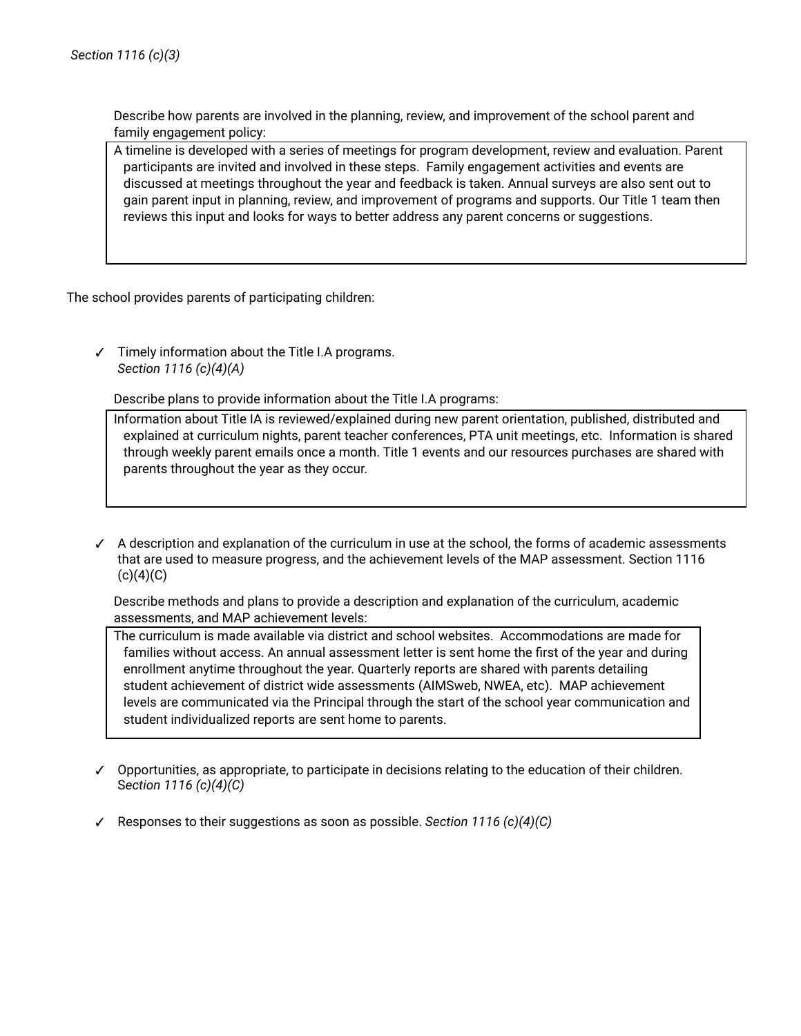*Section 1116 (c)(3)*

Describe how parents are involved in the planning, review, and improvement of the school parent and family engagement policy:

> A timeline is developed with a series of meetings for program development, review and evaluation. Parent participants are invited and involved in these steps. Family engagement activities and events are discussed at meetings throughout the year and feedback is taken. Annual surveys are also sent out to gain parent input in planning, review, and improvement of programs and supports. Our Title 1 team then reviews this input and looks for ways to better address any parent concerns or suggestions.

The school provides parents of participating children:

✓ Timely information about the Title I.A programs.
*Section 1116 (c)(4)(A)*

Describe plans to provide information about the Title I.A programs:

> Information about Title IA is reviewed/explained during new parent orientation, published, distributed and explained at curriculum nights, parent teacher conferences, PTA unit meetings, etc. Information is shared through weekly parent emails once a month. Title 1 events and our resources purchases are shared with parents throughout the year as they occur.

✓ A description and explanation of the curriculum in use at the school, the forms of academic assessments that are used to measure progress, and the achievement levels of the MAP assessment. Section 1116 (c)(4)(C)

Describe methods and plans to provide a description and explanation of the curriculum, academic assessments, and MAP achievement levels:

> The curriculum is made available via district and school websites. Accommodations are made for families without access. An annual assessment letter is sent home the first of the year and during enrollment anytime throughout the year. Quarterly reports are shared with parents detailing student achievement of district wide assessments (AIMSweb, NWEA, etc). MAP achievement levels are communicated via the Principal through the start of the school year communication and student individualized reports are sent home to parents.

✓ Opportunities, as appropriate, to participate in decisions relating to the education of their children.
*Section 1116 (c)(4)(C)*

✓ Responses to their suggestions as soon as possible. *Section 1116 (c)(4)(C)*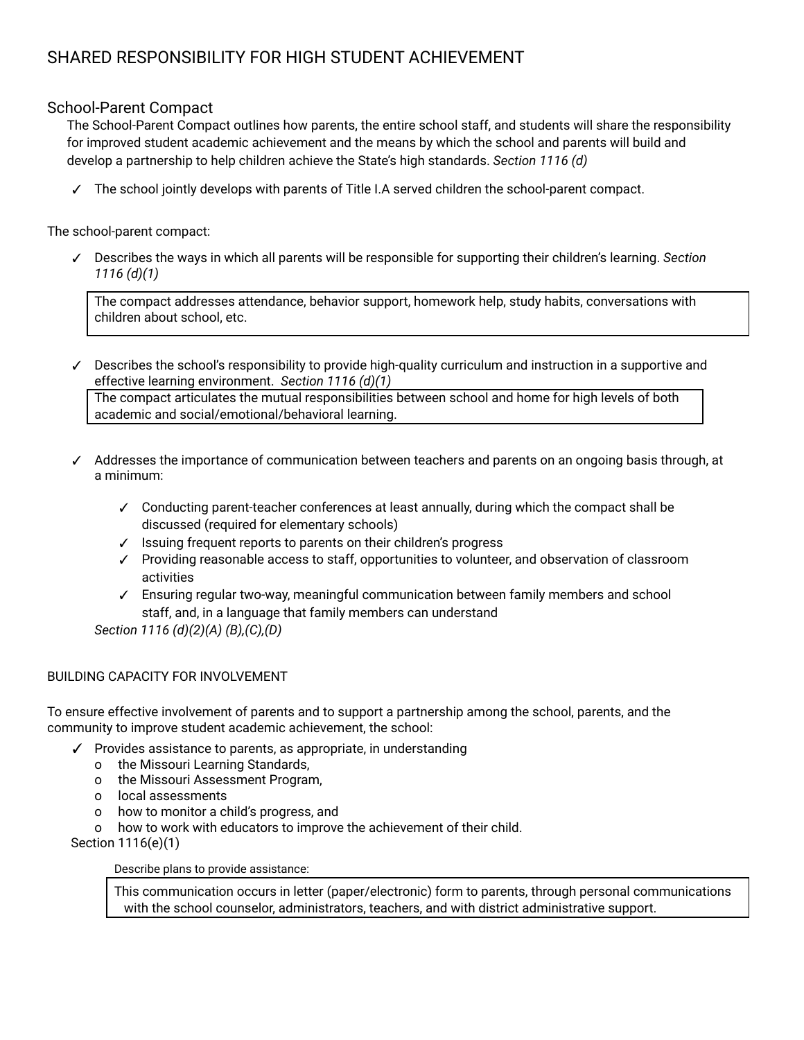# SHARED RESPONSIBILITY FOR HIGH STUDENT ACHIEVEMENT

## School-Parent Compact

The School-Parent Compact outlines how parents, the entire school staff, and students will share the responsibility for improved student academic achievement and the means by which the school and parents will build and develop a partnership to help children achieve the State's high standards. *Section 1116 (d)*

- ✓ The school jointly develops with parents of Title I.A served children the school-parent compact.

The school-parent compact:

- ✓ Describes the ways in which all parents will be responsible for supporting their children's learning. *Section 1116 (d)(1)*

> The compact addresses attendance, behavior support, homework help, study habits, conversations with children about school, etc.

- ✓ Describes the school's responsibility to provide high-quality curriculum and instruction in a supportive and effective learning environment. *Section 1116 (d)(1)*

> The compact articulates the mutual responsibilities between school and home for high levels of both academic and social/emotional/behavioral learning.

- ✓ Addresses the importance of communication between teachers and parents on an ongoing basis through, at a minimum:
  - ✓ Conducting parent-teacher conferences at least annually, during which the compact shall be discussed (required for elementary schools)
  - ✓ Issuing frequent reports to parents on their children's progress
  - ✓ Providing reasonable access to staff, opportunities to volunteer, and observation of classroom activities
  - ✓ Ensuring regular two-way, meaningful communication between family members and school staff, and, in a language that family members can understand

  *Section 1116 (d)(2)(A) (B),(C),(D)*

### BUILDING CAPACITY FOR INVOLVEMENT

To ensure effective involvement of parents and to support a partnership among the school, parents, and the community to improve student academic achievement, the school:

- ✓ Provides assistance to parents, as appropriate, in understanding
  - o the Missouri Learning Standards,
  - o the Missouri Assessment Program,
  - o local assessments
  - o how to monitor a child's progress, and
  - o how to work with educators to improve the achievement of their child.

  Section 1116(e)(1)

Describe plans to provide assistance:

> This communication occurs in letter (paper/electronic) form to parents, through personal communications with the school counselor, administrators, teachers, and with district administrative support.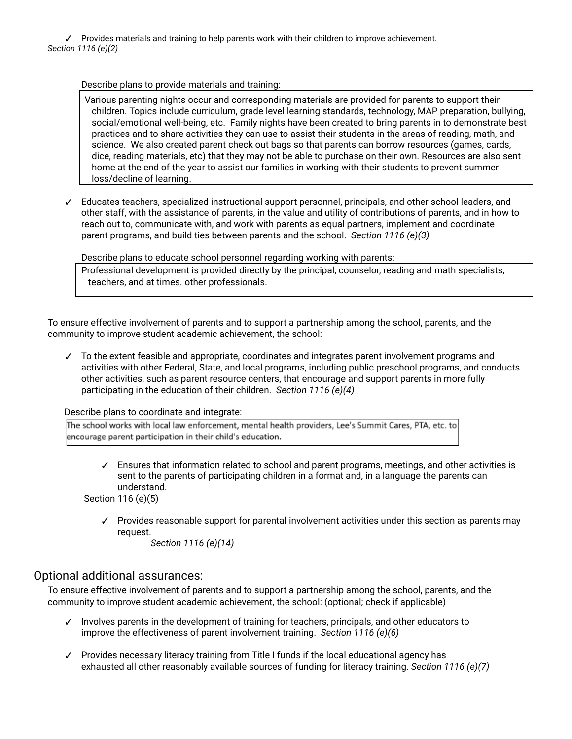✓ Provides materials and training to help parents work with their children to improve achievement.
*Section 1116 (e)(2)*

Describe plans to provide materials and training:

> Various parenting nights occur and corresponding materials are provided for parents to support their children. Topics include curriculum, grade level learning standards, technology, MAP preparation, bullying, social/emotional well-being, etc. Family nights have been created to bring parents in to demonstrate best practices and to share activities they can use to assist their students in the areas of reading, math, and science. We also created parent check out bags so that parents can borrow resources (games, cards, dice, reading materials, etc) that they may not be able to purchase on their own. Resources are also sent home at the end of the year to assist our families in working with their students to prevent summer loss/decline of learning.

✓ Educates teachers, specialized instructional support personnel, principals, and other school leaders, and other staff, with the assistance of parents, in the value and utility of contributions of parents, and in how to reach out to, communicate with, and work with parents as equal partners, implement and coordinate parent programs, and build ties between parents and the school. *Section 1116 (e)(3)*

Describe plans to educate school personnel regarding working with parents:

> Professional development is provided directly by the principal, counselor, reading and math specialists, teachers, and at times. other professionals.

To ensure effective involvement of parents and to support a partnership among the school, parents, and the community to improve student academic achievement, the school:

✓ To the extent feasible and appropriate, coordinates and integrates parent involvement programs and activities with other Federal, State, and local programs, including public preschool programs, and conducts other activities, such as parent resource centers, that encourage and support parents in more fully participating in the education of their children. *Section 1116 (e)(4)*

Describe plans to coordinate and integrate:

> The school works with local law enforcement, mental health providers, Lee's Summit Cares, PTA, etc. to encourage parent participation in their child's education.

✓ Ensures that information related to school and parent programs, meetings, and other activities is sent to the parents of participating children in a format and, in a language the parents can understand.
Section 116 (e)(5)

✓ Provides reasonable support for parental involvement activities under this section as parents may request.
*Section 1116 (e)(14)*

## Optional additional assurances:

To ensure effective involvement of parents and to support a partnership among the school, parents, and the community to improve student academic achievement, the school: (optional; check if applicable)

✓ Involves parents in the development of training for teachers, principals, and other educators to improve the effectiveness of parent involvement training. *Section 1116 (e)(6)*

✓ Provides necessary literacy training from Title I funds if the local educational agency has exhausted all other reasonably available sources of funding for literacy training. *Section 1116 (e)(7)*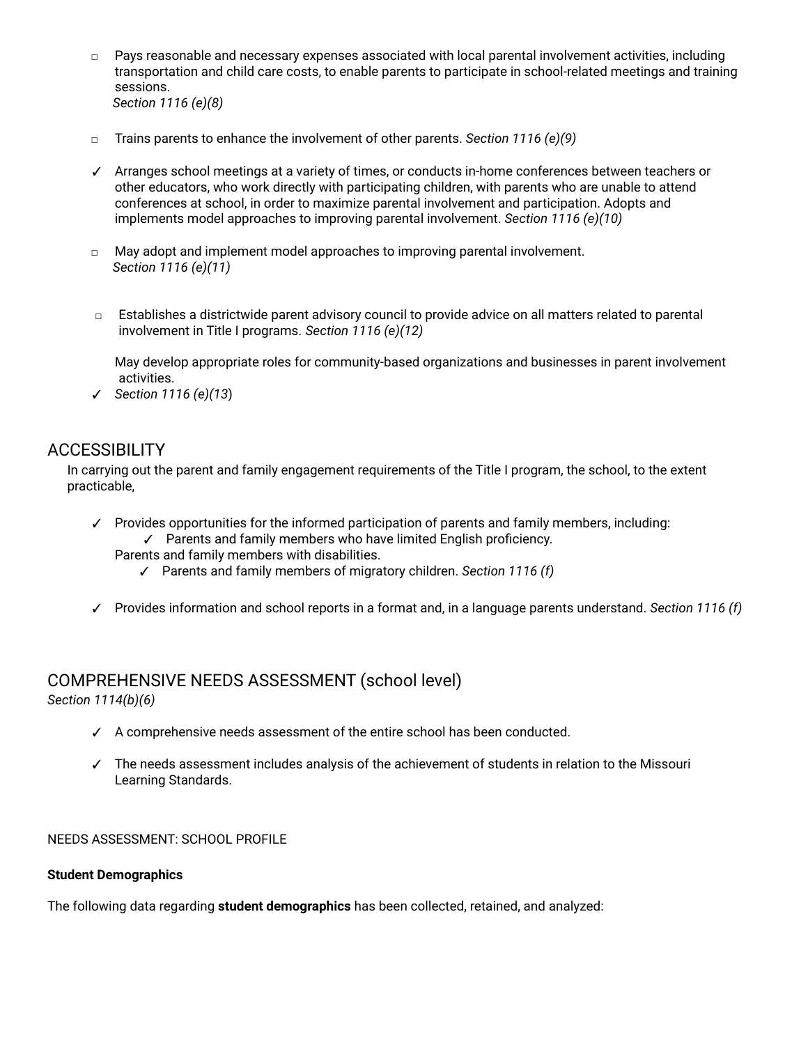- ▫ Pays reasonable and necessary expenses associated with local parental involvement activities, including transportation and child care costs, to enable parents to participate in school-related meetings and training sessions.
  *Section 1116 (e)(8)*

- ▫ Trains parents to enhance the involvement of other parents. *Section 1116 (e)(9)*

- ✓ Arranges school meetings at a variety of times, or conducts in-home conferences between teachers or other educators, who work directly with participating children, with parents who are unable to attend conferences at school, in order to maximize parental involvement and participation. Adopts and implements model approaches to improving parental involvement. *Section 1116 (e)(10)*

- ▫ May adopt and implement model approaches to improving parental involvement.
  *Section 1116 (e)(11)*

- ▫ Establishes a districtwide parent advisory council to provide advice on all matters related to parental involvement in Title I programs. *Section 1116 (e)(12)*

  May develop appropriate roles for community-based organizations and businesses in parent involvement activities.
- ✓ *Section 1116 (e)(13)*

## ACCESSIBILITY

In carrying out the parent and family engagement requirements of the Title I program, the school, to the extent practicable,

- ✓ Provides opportunities for the informed participation of parents and family members, including:
  - ✓ Parents and family members who have limited English proficiency.
  
  Parents and family members with disabilities.
  - ✓ Parents and family members of migratory children. *Section 1116 (f)*

- ✓ Provides information and school reports in a format and, in a language parents understand. *Section 1116 (f)*

## COMPREHENSIVE NEEDS ASSESSMENT (school level)

*Section 1114(b)(6)*

- ✓ A comprehensive needs assessment of the entire school has been conducted.

- ✓ The needs assessment includes analysis of the achievement of students in relation to the Missouri Learning Standards.

NEEDS ASSESSMENT: SCHOOL PROFILE

**Student Demographics**

The following data regarding **student demographics** has been collected, retained, and analyzed: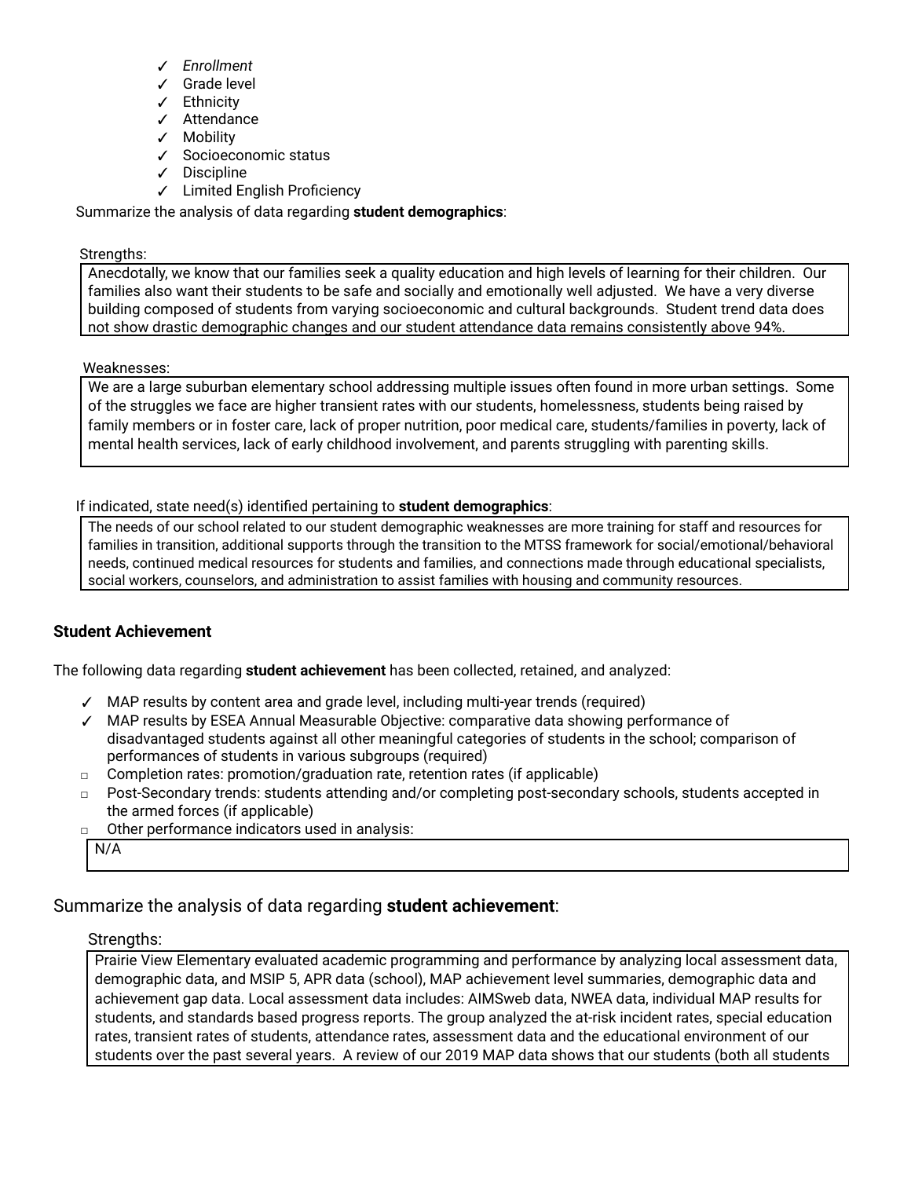- ✓ *Enrollment*
- ✓ Grade level
- ✓ Ethnicity
- ✓ Attendance
- ✓ Mobility
- ✓ Socioeconomic status
- ✓ Discipline
- ✓ Limited English Proficiency

Summarize the analysis of data regarding **student demographics**:

Strengths:

Anecdotally, we know that our families seek a quality education and high levels of learning for their children. Our families also want their students to be safe and socially and emotionally well adjusted. We have a very diverse building composed of students from varying socioeconomic and cultural backgrounds. Student trend data does not show drastic demographic changes and our student attendance data remains consistently above 94%.

Weaknesses:

We are a large suburban elementary school addressing multiple issues often found in more urban settings. Some of the struggles we face are higher transient rates with our students, homelessness, students being raised by family members or in foster care, lack of proper nutrition, poor medical care, students/families in poverty, lack of mental health services, lack of early childhood involvement, and parents struggling with parenting skills.

If indicated, state need(s) identified pertaining to **student demographics**:

The needs of our school related to our student demographic weaknesses are more training for staff and resources for families in transition, additional supports through the transition to the MTSS framework for social/emotional/behavioral needs, continued medical resources for students and families, and connections made through educational specialists, social workers, counselors, and administration to assist families with housing and community resources.

### Student Achievement

The following data regarding **student achievement** has been collected, retained, and analyzed:

- ✓ MAP results by content area and grade level, including multi-year trends (required)
- ✓ MAP results by ESEA Annual Measurable Objective: comparative data showing performance of disadvantaged students against all other meaningful categories of students in the school; comparison of performances of students in various subgroups (required)
- □ Completion rates: promotion/graduation rate, retention rates (if applicable)
- □ Post-Secondary trends: students attending and/or completing post-secondary schools, students accepted in the armed forces (if applicable)
- □ Other performance indicators used in analysis:

N/A

Summarize the analysis of data regarding **student achievement**:

Strengths:

Prairie View Elementary evaluated academic programming and performance by analyzing local assessment data, demographic data, and MSIP 5, APR data (school), MAP achievement level summaries, demographic data and achievement gap data. Local assessment data includes: AIMSweb data, NWEA data, individual MAP results for students, and standards based progress reports. The group analyzed the at-risk incident rates, special education rates, transient rates of students, attendance rates, assessment data and the educational environment of our students over the past several years. A review of our 2019 MAP data shows that our students (both all students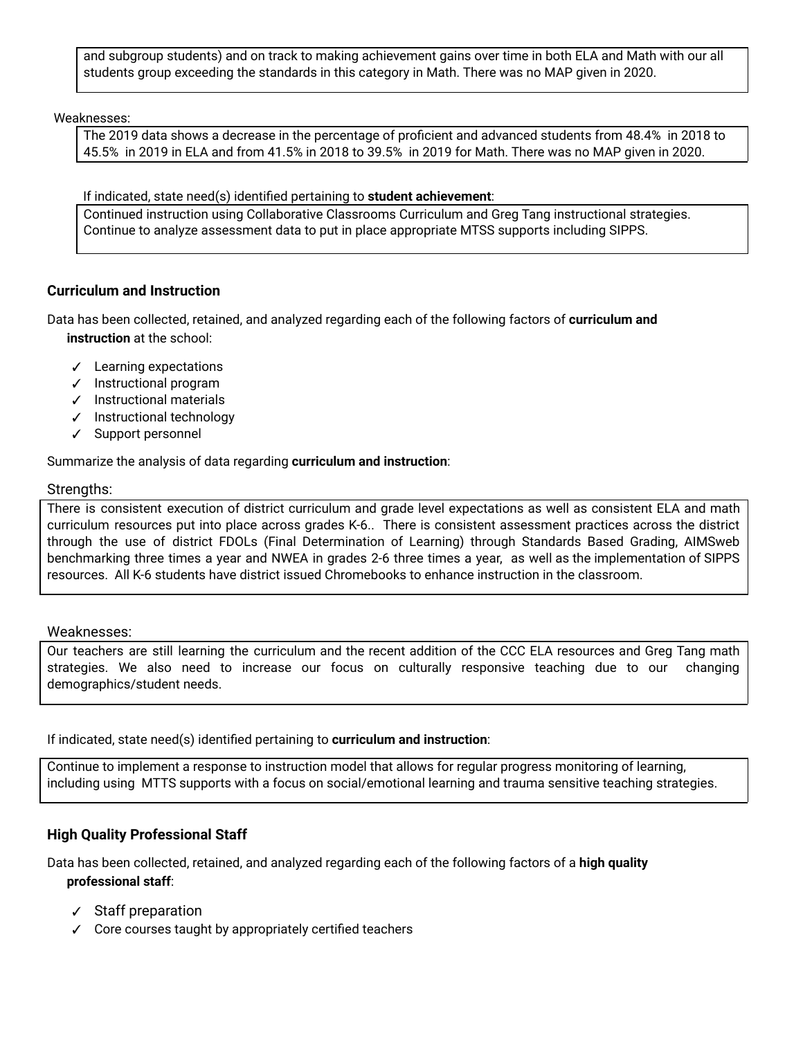and subgroup students) and on track to making achievement gains over time in both ELA and Math with our all students group exceeding the standards in this category in Math. There was no MAP given in 2020.

Weaknesses:

The 2019 data shows a decrease in the percentage of proficient and advanced students from 48.4% in 2018 to 45.5% in 2019 in ELA and from 41.5% in 2018 to 39.5% in 2019 for Math. There was no MAP given in 2020.

If indicated, state need(s) identified pertaining to **student achievement**:

Continued instruction using Collaborative Classrooms Curriculum and Greg Tang instructional strategies. Continue to analyze assessment data to put in place appropriate MTSS supports including SIPPS.

### Curriculum and Instruction

Data has been collected, retained, and analyzed regarding each of the following factors of **curriculum and instruction** at the school:

- ✓ Learning expectations
- ✓ Instructional program
- ✓ Instructional materials
- ✓ Instructional technology
- ✓ Support personnel

Summarize the analysis of data regarding **curriculum and instruction**:

Strengths:

There is consistent execution of district curriculum and grade level expectations as well as consistent ELA and math curriculum resources put into place across grades K-6.. There is consistent assessment practices across the district through the use of district FDOLs (Final Determination of Learning) through Standards Based Grading, AIMSweb benchmarking three times a year and NWEA in grades 2-6 three times a year, as well as the implementation of SIPPS resources. All K-6 students have district issued Chromebooks to enhance instruction in the classroom.

Weaknesses:

Our teachers are still learning the curriculum and the recent addition of the CCC ELA resources and Greg Tang math strategies. We also need to increase our focus on culturally responsive teaching due to our changing demographics/student needs.

If indicated, state need(s) identified pertaining to **curriculum and instruction**:

Continue to implement a response to instruction model that allows for regular progress monitoring of learning, including using MTTS supports with a focus on social/emotional learning and trauma sensitive teaching strategies.

### High Quality Professional Staff

Data has been collected, retained, and analyzed regarding each of the following factors of a **high quality professional staff**:

- ✓ Staff preparation
- ✓ Core courses taught by appropriately certified teachers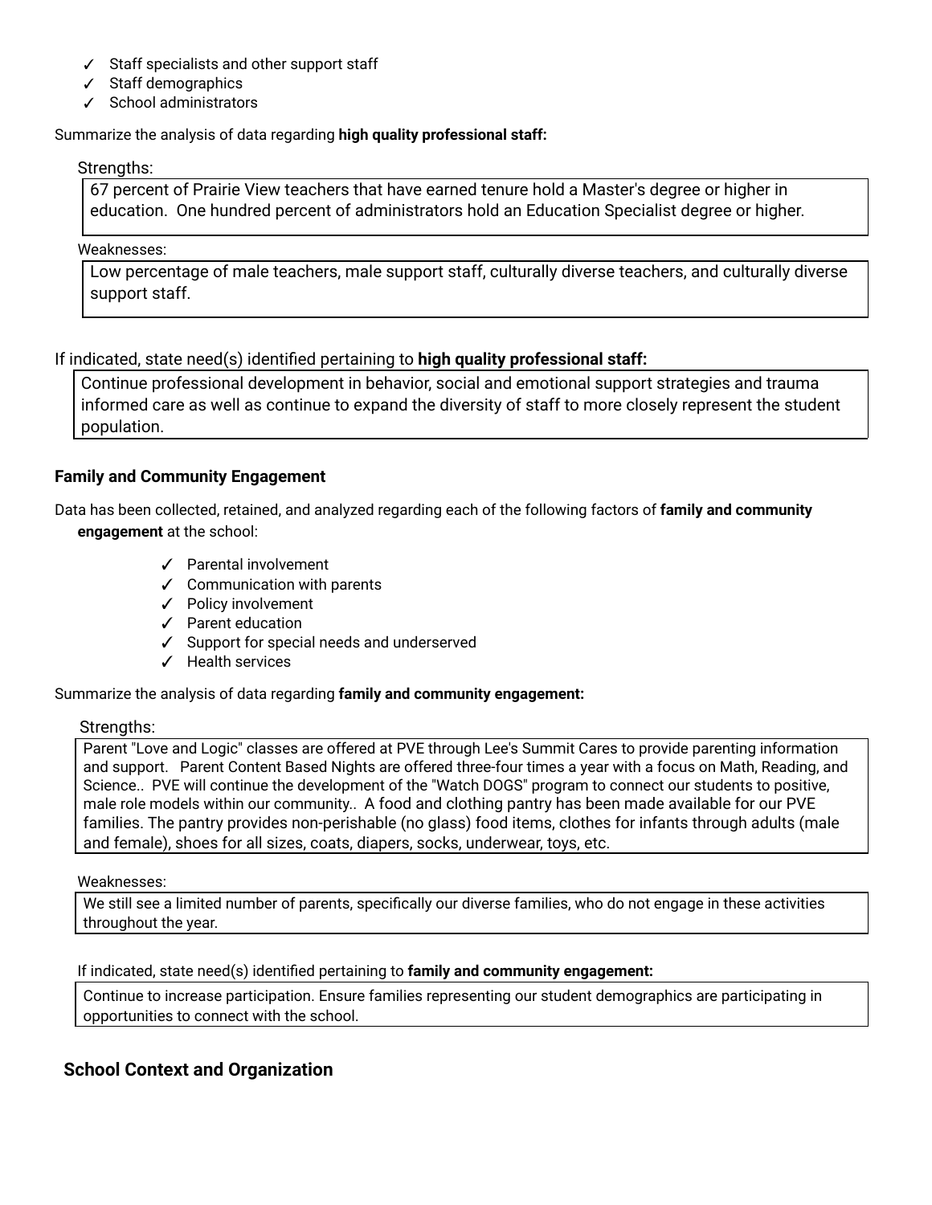- ✓ Staff specialists and other support staff
- ✓ Staff demographics
- ✓ School administrators

Summarize the analysis of data regarding **high quality professional staff:**

Strengths:

67 percent of Prairie View teachers that have earned tenure hold a Master's degree or higher in education.  One hundred percent of administrators hold an Education Specialist degree or higher.

Weaknesses:

Low percentage of male teachers, male support staff, culturally diverse teachers, and culturally diverse support staff.

If indicated, state need(s) identified pertaining to **high quality professional staff:**

Continue professional development in behavior, social and emotional support strategies and trauma informed care as well as continue to expand the diversity of staff to more closely represent the student population.

### Family and Community Engagement

Data has been collected, retained, and analyzed regarding each of the following factors of **family and community engagement** at the school:

- ✓ Parental involvement
- ✓ Communication with parents
- ✓ Policy involvement
- ✓ Parent education
- ✓ Support for special needs and underserved
- ✓ Health services

Summarize the analysis of data regarding **family and community engagement:**

Strengths:

Parent "Love and Logic" classes are offered at PVE through Lee's Summit Cares to provide parenting information and support.   Parent Content Based Nights are offered three-four times a year with a focus on Math, Reading, and Science..  PVE will continue the development of the "Watch DOGS" program to connect our students to positive, male role models within our community..  A food and clothing pantry has been made available for our PVE families. The pantry provides non-perishable (no glass) food items, clothes for infants through adults (male and female), shoes for all sizes, coats, diapers, socks, underwear, toys, etc.

Weaknesses:

We still see a limited number of parents, specifically our diverse families, who do not engage in these activities throughout the year.

If indicated, state need(s) identified pertaining to **family and community engagement:**

Continue to increase participation. Ensure families representing our student demographics are participating in opportunities to connect with the school.

### School Context and Organization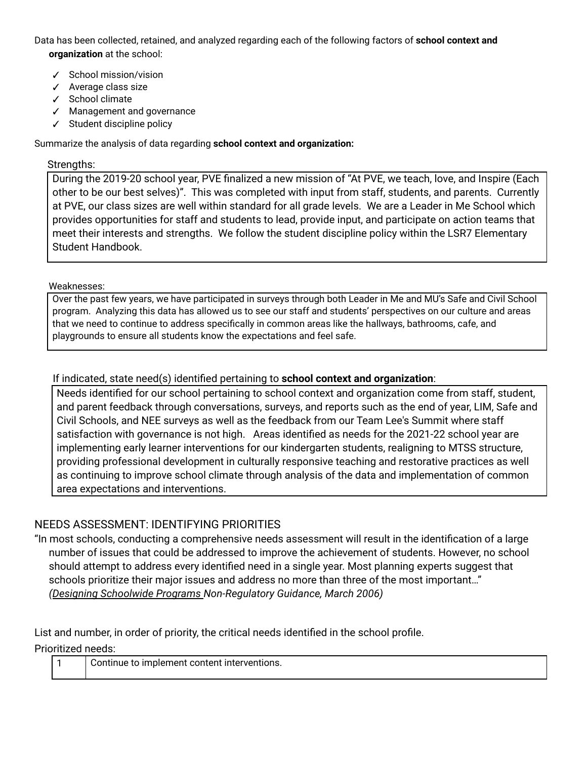Data has been collected, retained, and analyzed regarding each of the following factors of **school context and organization** at the school:

- ✓ School mission/vision
- ✓ Average class size
- ✓ School climate
- ✓ Management and governance
- ✓ Student discipline policy

Summarize the analysis of data regarding **school context and organization:**

Strengths:

| During the 2019-20 school year, PVE finalized a new mission of "At PVE, we teach, love, and Inspire (Each other to be our best selves)". This was completed with input from staff, students, and parents. Currently at PVE, our class sizes are well within standard for all grade levels. We are a Leader in Me School which provides opportunities for staff and students to lead, provide input, and participate on action teams that meet their interests and strengths. We follow the student discipline policy within the LSR7 Elementary Student Handbook. |
|---|

Weaknesses:

| Over the past few years, we have participated in surveys through both Leader in Me and MU's Safe and Civil School program. Analyzing this data has allowed us to see our staff and students' perspectives on our culture and areas that we need to continue to address specifically in common areas like the hallways, bathrooms, cafe, and playgrounds to ensure all students know the expectations and feel safe. |
|---|

If indicated, state need(s) identified pertaining to **school context and organization**:

| Needs identified for our school pertaining to school context and organization come from staff, student, and parent feedback through conversations, surveys, and reports such as the end of year, LIM, Safe and Civil Schools, and NEE surveys as well as the feedback from our Team Lee's Summit where staff satisfaction with governance is not high. Areas identified as needs for the 2021-22 school year are implementing early learner interventions for our kindergarten students, realigning to MTSS structure, providing professional development in culturally responsive teaching and restorative practices as well as continuing to improve school climate through analysis of the data and implementation of common area expectations and interventions. |
|---|

## NEEDS ASSESSMENT: IDENTIFYING PRIORITIES

"In most schools, conducting a comprehensive needs assessment will result in the identification of a large number of issues that could be addressed to improve the achievement of students. However, no school should attempt to address every identified need in a single year. Most planning experts suggest that schools prioritize their major issues and address no more than three of the most important…" *(Designing Schoolwide Programs Non-Regulatory Guidance, March 2006)*

List and number, in order of priority, the critical needs identified in the school profile.

Prioritized needs:

| 1 | Continue to implement content interventions. |
|---|---|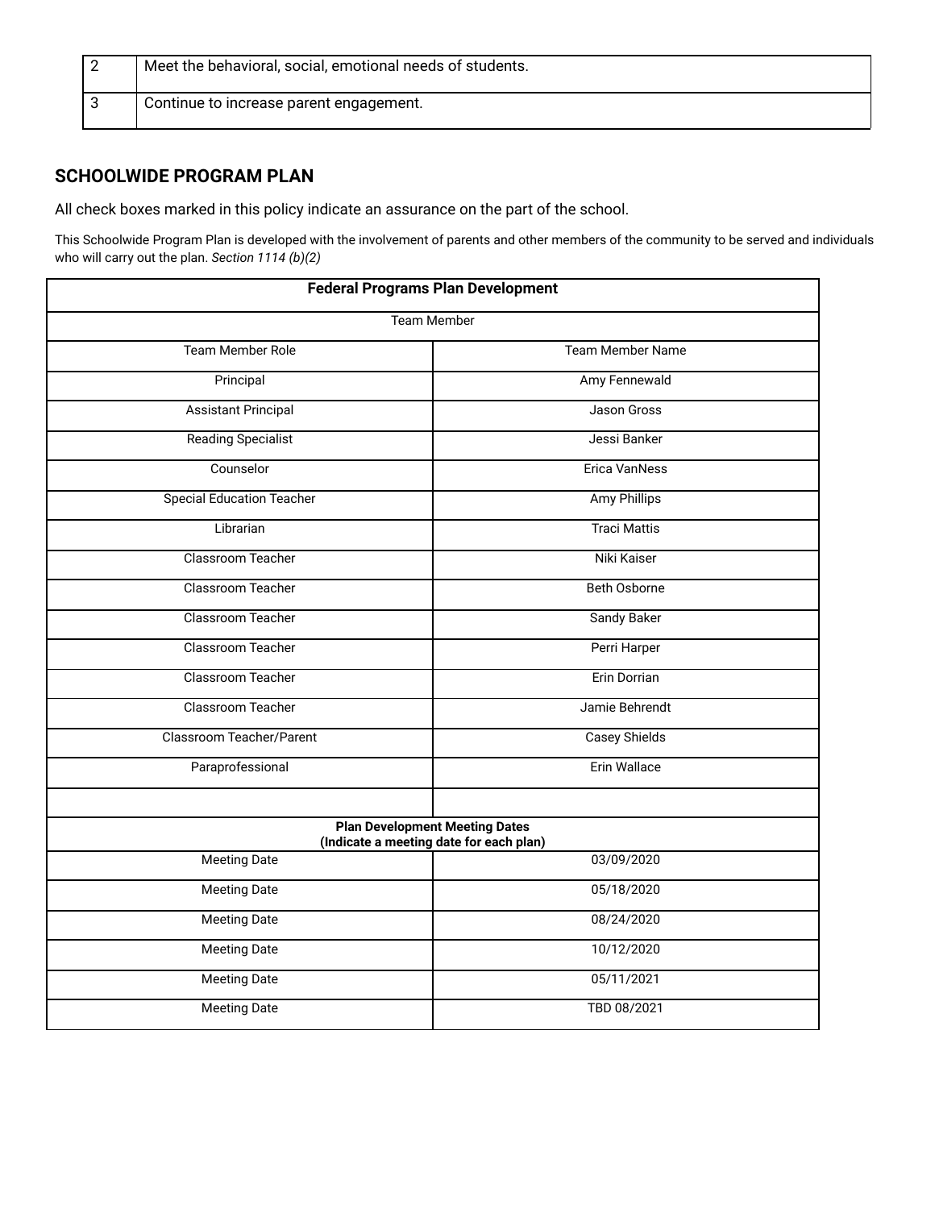| | |
|---|---|
| 2 | Meet the behavioral, social, emotional needs of students. |
| 3 | Continue to increase parent engagement. |

## SCHOOLWIDE PROGRAM PLAN

All check boxes marked in this policy indicate an assurance on the part of the school.

This Schoolwide Program Plan is developed with the involvement of parents and other members of the community to be served and individuals who will carry out the plan. *Section 1114 (b)(2)*

| **Federal Programs Plan Development** | |
|---|---|
| Team Member | |
| Team Member Role | Team Member Name |
| Principal | Amy Fennewald |
| Assistant Principal | Jason Gross |
| Reading Specialist | Jessi Banker |
| Counselor | Erica VanNess |
| Special Education Teacher | Amy Phillips |
| Librarian | Traci Mattis |
| Classroom Teacher | Niki Kaiser |
| Classroom Teacher | Beth Osborne |
| Classroom Teacher | Sandy Baker |
| Classroom Teacher | Perri Harper |
| Classroom Teacher | Erin Dorrian |
| Classroom Teacher | Jamie Behrendt |
| Classroom Teacher/Parent | Casey Shields |
| Paraprofessional | Erin Wallace |
| | |
| **Plan Development Meeting Dates (Indicate a meeting date for each plan)** | |
| Meeting Date | 03/09/2020 |
| Meeting Date | 05/18/2020 |
| Meeting Date | 08/24/2020 |
| Meeting Date | 10/12/2020 |
| Meeting Date | 05/11/2021 |
| Meeting Date | TBD 08/2021 |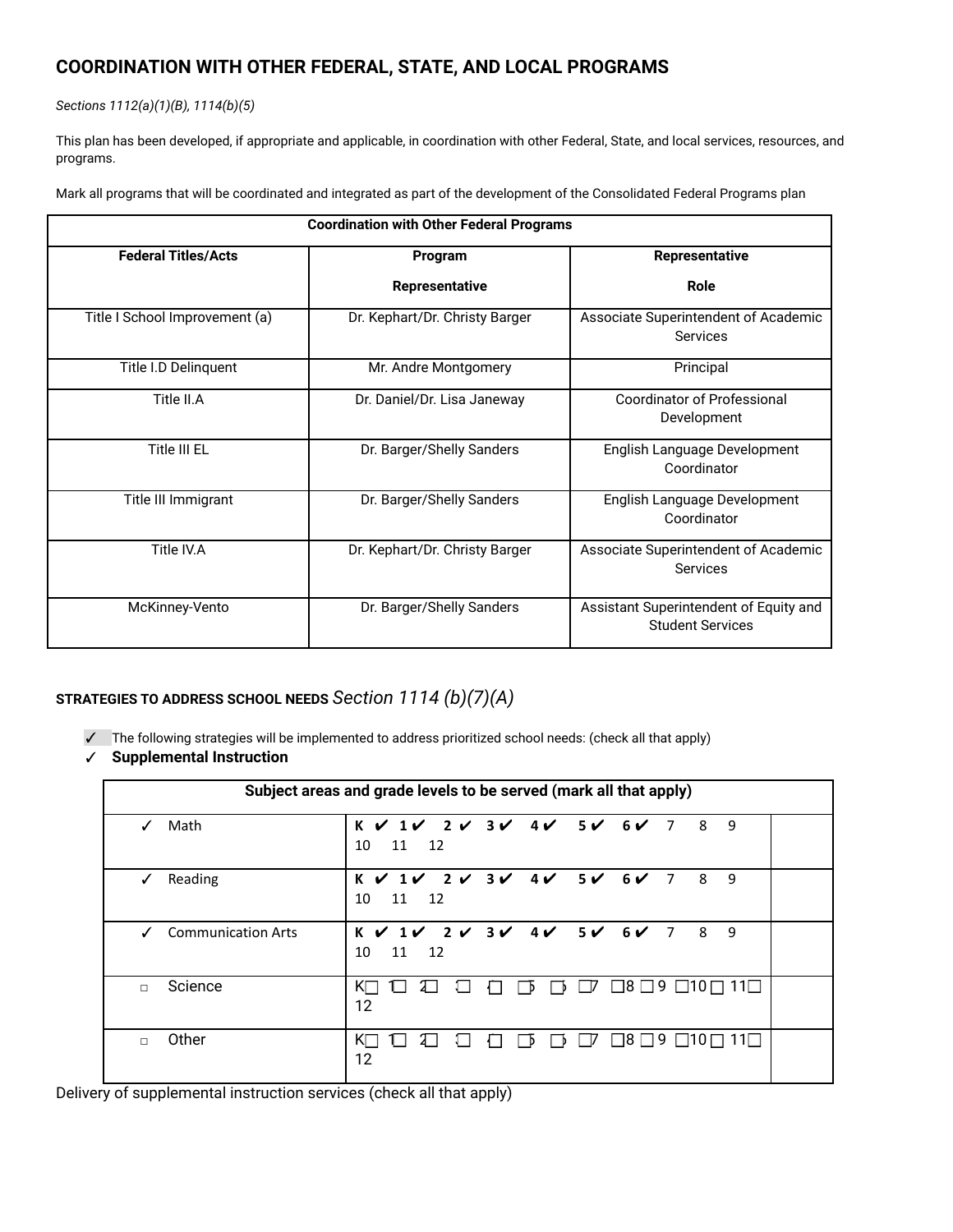## COORDINATION WITH OTHER FEDERAL, STATE, AND LOCAL PROGRAMS

*Sections 1112(a)(1)(B), 1114(b)(5)*

This plan has been developed, if appropriate and applicable, in coordination with other Federal, State, and local services, resources, and programs.

Mark all programs that will be coordinated and integrated as part of the development of the Consolidated Federal Programs plan

| Coordination with Other Federal Programs | | |
|---|---|---|
| **Federal Titles/Acts** | **Program Representative** | **Representative Role** |
| Title I School Improvement (a) | Dr. Kephart/Dr. Christy Barger | Associate Superintendent of Academic Services |
| Title I.D Delinquent | Mr. Andre Montgomery | Principal |
| Title II.A | Dr. Daniel/Dr. Lisa Janeway | Coordinator of Professional Development |
| Title III EL | Dr. Barger/Shelly Sanders | English Language Development Coordinator |
| Title III Immigrant | Dr. Barger/Shelly Sanders | English Language Development Coordinator |
| Title IV.A | Dr. Kephart/Dr. Christy Barger | Associate Superintendent of Academic Services |
| McKinney-Vento | Dr. Barger/Shelly Sanders | Assistant Superintendent of Equity and Student Services |

**STRATEGIES TO ADDRESS SCHOOL NEEDS** *Section 1114 (b)(7)(A)*

- ✓ The following strategies will be implemented to address prioritized school needs: (check all that apply)
- ✓ **Supplemental Instruction**

| Subject areas and grade levels to be served (mark all that apply) | | |
|---|---|---|
| ✓ Math | K ✔ 1✔ 2 ✔ 3✔ 4✔ 5✔ 6✔ 7 8 9 10 11 12 | |
| ✓ Reading | K ✔ 1✔ 2 ✔ 3✔ 4✔ 5✔ 6✔ 7 8 9 10 11 12 | |
| ✓ Communication Arts | K ✔ 1✔ 2 ✔ 3✔ 4✔ 5✔ 6✔ 7 8 9 10 11 12 | |
| ☐ Science | K☐ 1☐ 2☐ 3☐ 4☐ 5☐ 6☐ 7☐ 8☐ 9☐ 10☐ 11☐ 12 | |
| ☐ Other | K☐ 1☐ 2☐ 3☐ 4☐ 5☐ 6☐ 7☐ 8☐ 9☐ 10☐ 11☐ 12 | |

Delivery of supplemental instruction services (check all that apply)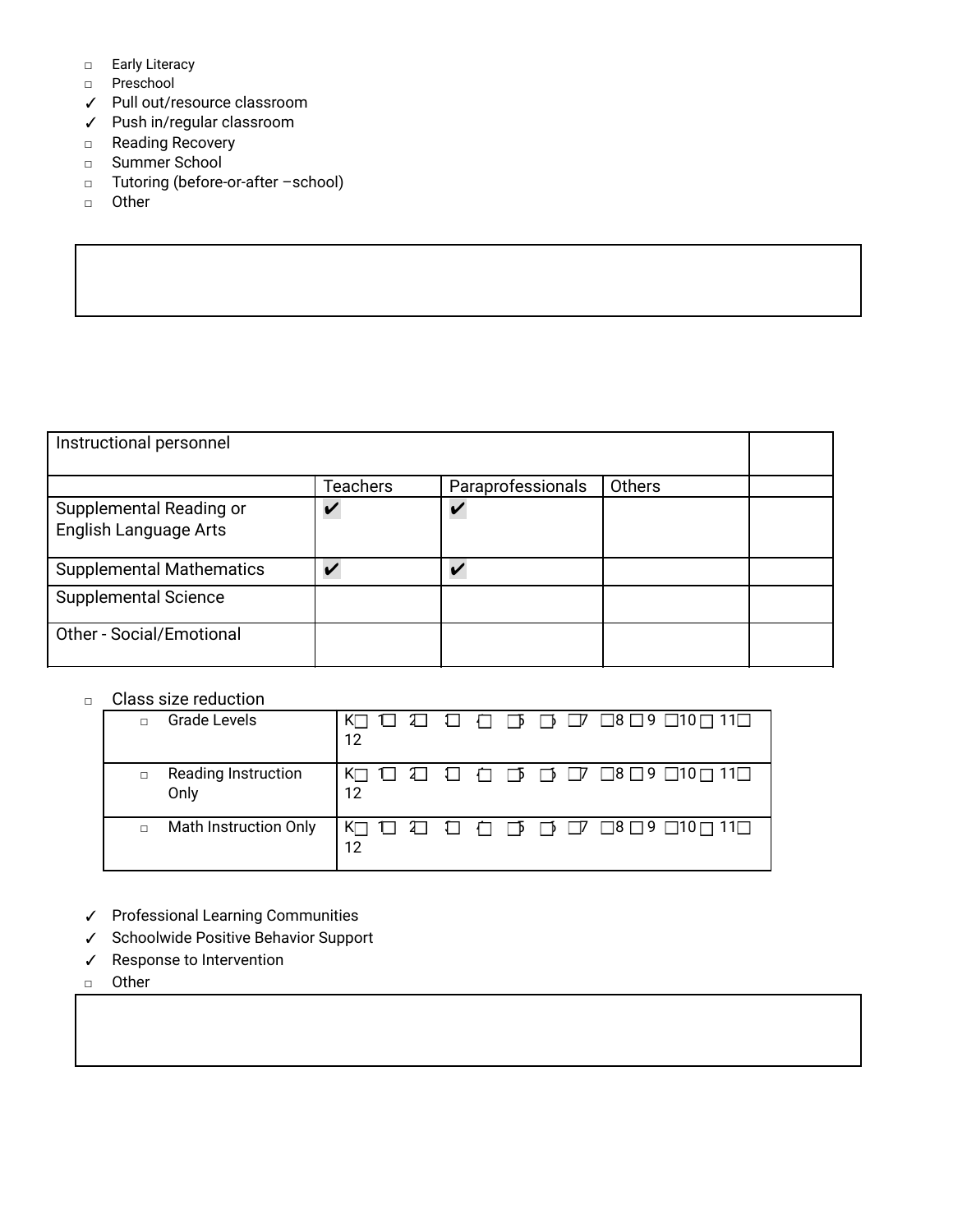- ◻ Early Literacy
- ◻ Preschool
- ✓ Pull out/resource classroom
- ✓ Push in/regular classroom
- ◻ Reading Recovery
- ◻ Summer School
- ◻ Tutoring (before-or-after –school)
- ◻ Other

| |
|---|
| |

| Instructional personnel | | | | |
|---|---|---|---|---|
| | Teachers | Paraprofessionals | Others | |
| Supplemental Reading or English Language Arts | ✔ | ✔ | | |
| Supplemental Mathematics | ✔ | ✔ | | |
| Supplemental Science | | | | |
| Other - Social/Emotional | | | | |

- ◻ Class size reduction

| | |
|---|---|
| ◻ Grade Levels | K◻ 1◻ 2◻ 3◻ 4◻ 5◻ 6◻ 7◻ 8◻ 9◻ 10◻ 11◻ 12 |
| ◻ Reading Instruction Only | K◻ 1◻ 2◻ 3◻ 4◻ 5◻ 6◻ 7◻ 8◻ 9◻ 10◻ 11◻ 12 |
| ◻ Math Instruction Only | K◻ 1◻ 2◻ 3◻ 4◻ 5◻ 6◻ 7◻ 8◻ 9◻ 10◻ 11◻ 12 |

- ✓ Professional Learning Communities
- ✓ Schoolwide Positive Behavior Support
- ✓ Response to Intervention
- ◻ Other

| |
|---|
| |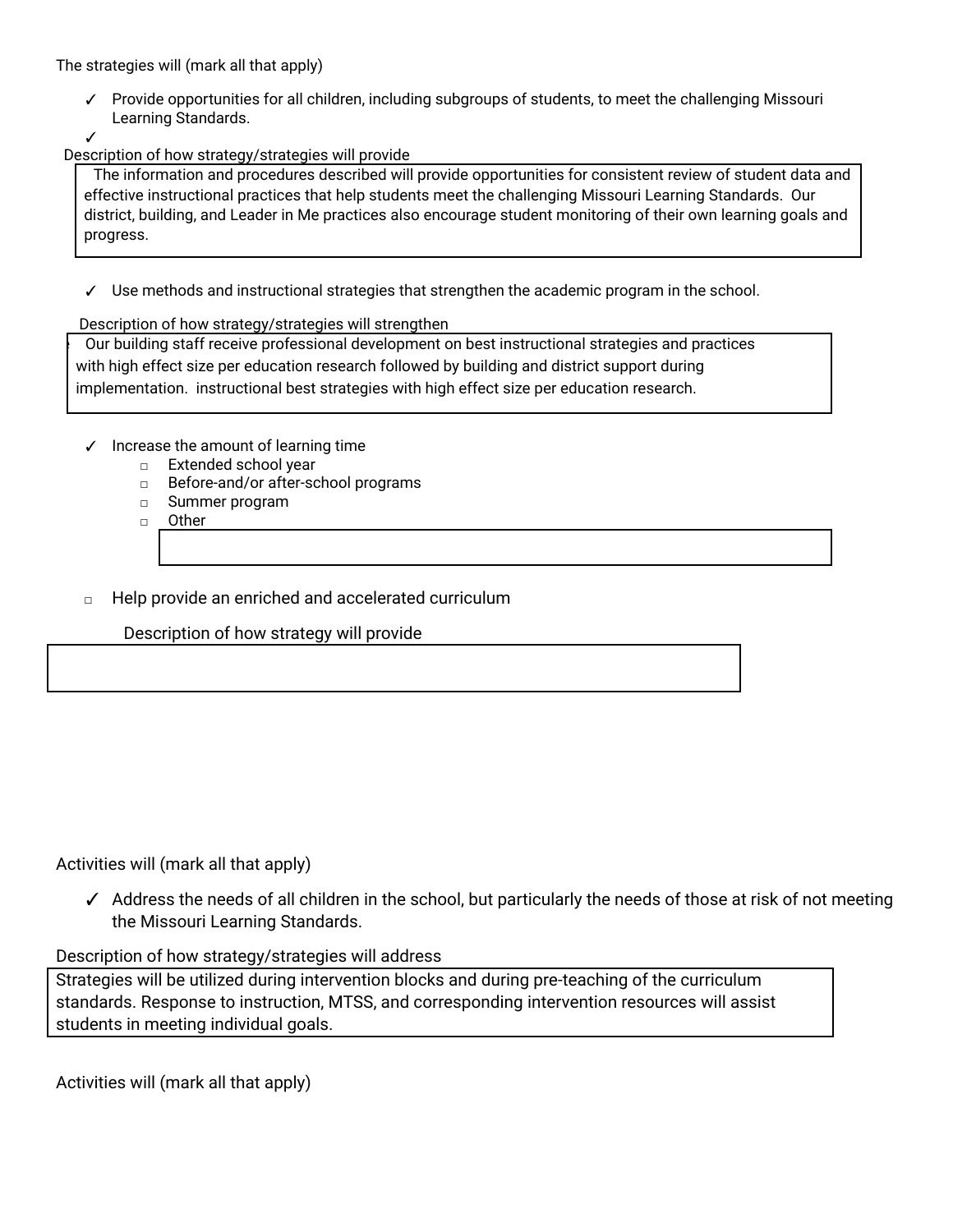The strategies will (mark all that apply)

- ✓ Provide opportunities for all children, including subgroups of students, to meet the challenging Missouri Learning Standards.
- ✓

Description of how strategy/strategies will provide

> The information and procedures described will provide opportunities for consistent review of student data and effective instructional practices that help students meet the challenging Missouri Learning Standards. Our district, building, and Leader in Me practices also encourage student monitoring of their own learning goals and progress.

- ✓ Use methods and instructional strategies that strengthen the academic program in the school.

Description of how strategy/strategies will strengthen

> Our building staff receive professional development on best instructional strategies and practices with high effect size per education research followed by building and district support during implementation. instructional best strategies with high effect size per education research.

- ✓ Increase the amount of learning time
  - ☐ Extended school year
  - ☐ Before-and/or after-school programs
  - ☐ Summer program
  - ☐ Other

- ☐ Help provide an enriched and accelerated curriculum

Description of how strategy will provide

Activities will (mark all that apply)

- ✓ Address the needs of all children in the school, but particularly the needs of those at risk of not meeting the Missouri Learning Standards.

Description of how strategy/strategies will address

> Strategies will be utilized during intervention blocks and during pre-teaching of the curriculum standards. Response to instruction, MTSS, and corresponding intervention resources will assist students in meeting individual goals.

Activities will (mark all that apply)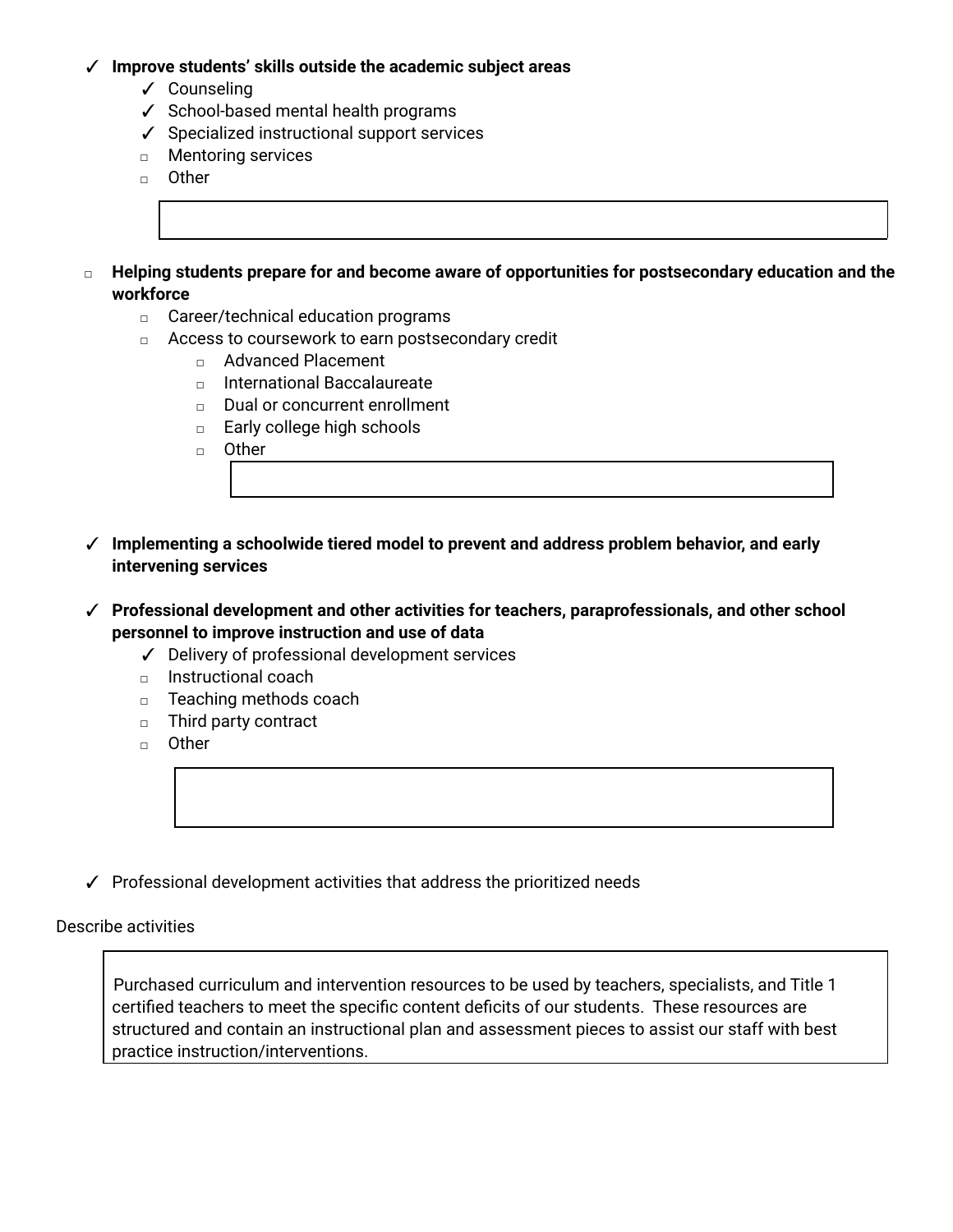- ✓ **Improve students' skills outside the academic subject areas**
  - ✓ Counseling
  - ✓ School-based mental health programs
  - ✓ Specialized instructional support services
  - ▫ Mentoring services
  - ▫ Other

- ▫ **Helping students prepare for and become aware of opportunities for postsecondary education and the workforce**
  - ▫ Career/technical education programs
  - ▫ Access to coursework to earn postsecondary credit
    - ▫ Advanced Placement
    - ▫ International Baccalaureate
    - ▫ Dual or concurrent enrollment
    - ▫ Early college high schools
    - ▫ Other

- ✓ **Implementing a schoolwide tiered model to prevent and address problem behavior, and early intervening services**

- ✓ **Professional development and other activities for teachers, paraprofessionals, and other school personnel to improve instruction and use of data**
  - ✓ Delivery of professional development services
  - ▫ Instructional coach
  - ▫ Teaching methods coach
  - ▫ Third party contract
  - ▫ Other

- ✓ Professional development activities that address the prioritized needs

Describe activities

> Purchased curriculum and intervention resources to be used by teachers, specialists, and Title 1 certified teachers to meet the specific content deficits of our students. These resources are structured and contain an instructional plan and assessment pieces to assist our staff with best practice instruction/interventions.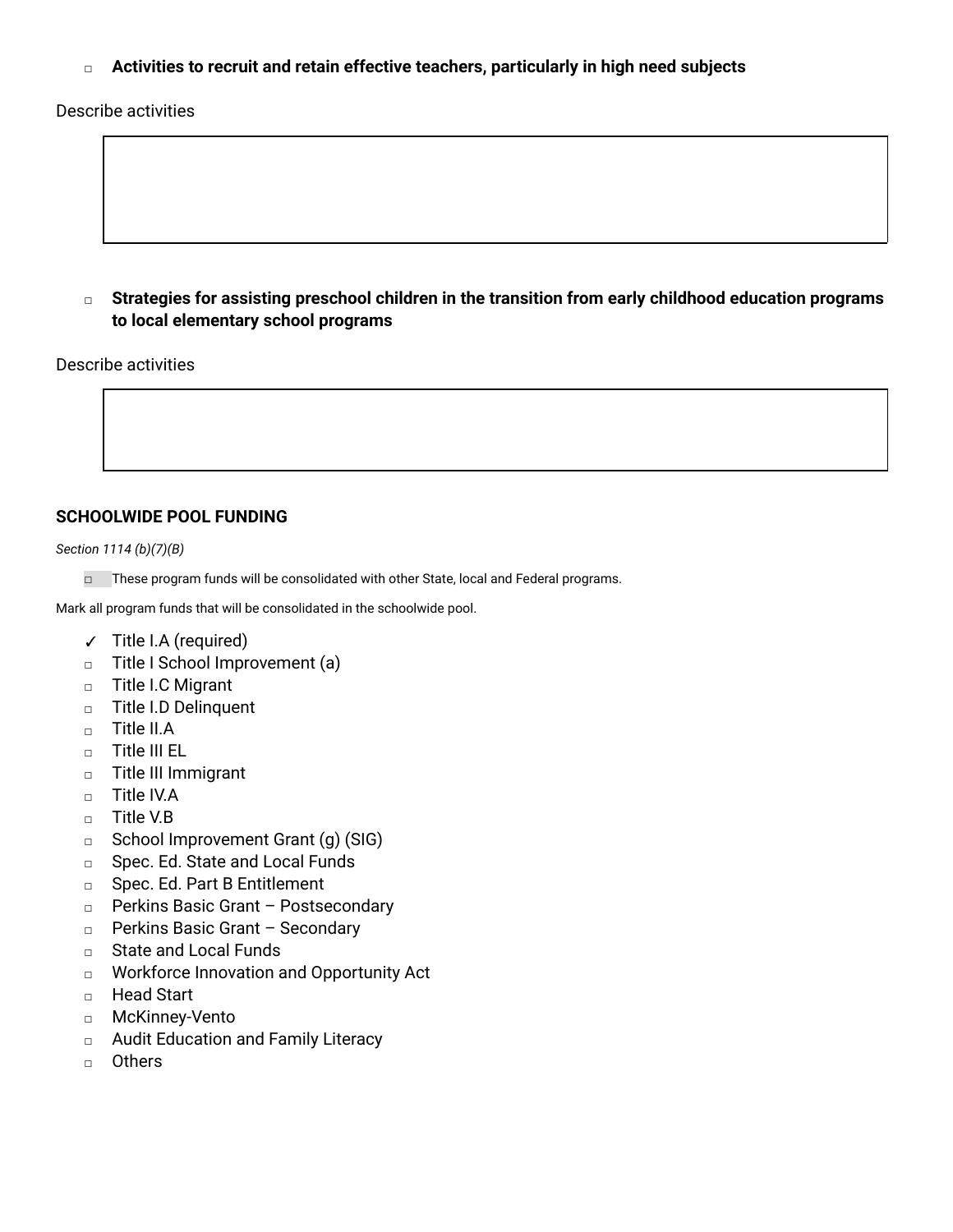- ☐ **Activities to recruit and retain effective teachers, particularly in high need subjects**

Describe activities

|   |
|---|
|   |

- ☐ **Strategies for assisting preschool children in the transition from early childhood education programs to local elementary school programs**

Describe activities

|   |
|---|
|   |

**SCHOOLWIDE POOL FUNDING**

*Section 1114 (b)(7)(B)*

- ☐ These program funds will be consolidated with other State, local and Federal programs.

Mark all program funds that will be consolidated in the schoolwide pool.

- ✓ Title I.A (required)
- ☐ Title I School Improvement (a)
- ☐ Title I.C Migrant
- ☐ Title I.D Delinquent
- ☐ Title II.A
- ☐ Title III EL
- ☐ Title III Immigrant
- ☐ Title IV.A
- ☐ Title V.B
- ☐ School Improvement Grant (g) (SIG)
- ☐ Spec. Ed. State and Local Funds
- ☐ Spec. Ed. Part B Entitlement
- ☐ Perkins Basic Grant – Postsecondary
- ☐ Perkins Basic Grant – Secondary
- ☐ State and Local Funds
- ☐ Workforce Innovation and Opportunity Act
- ☐ Head Start
- ☐ McKinney-Vento
- ☐ Audit Education and Family Literacy
- ☐ Others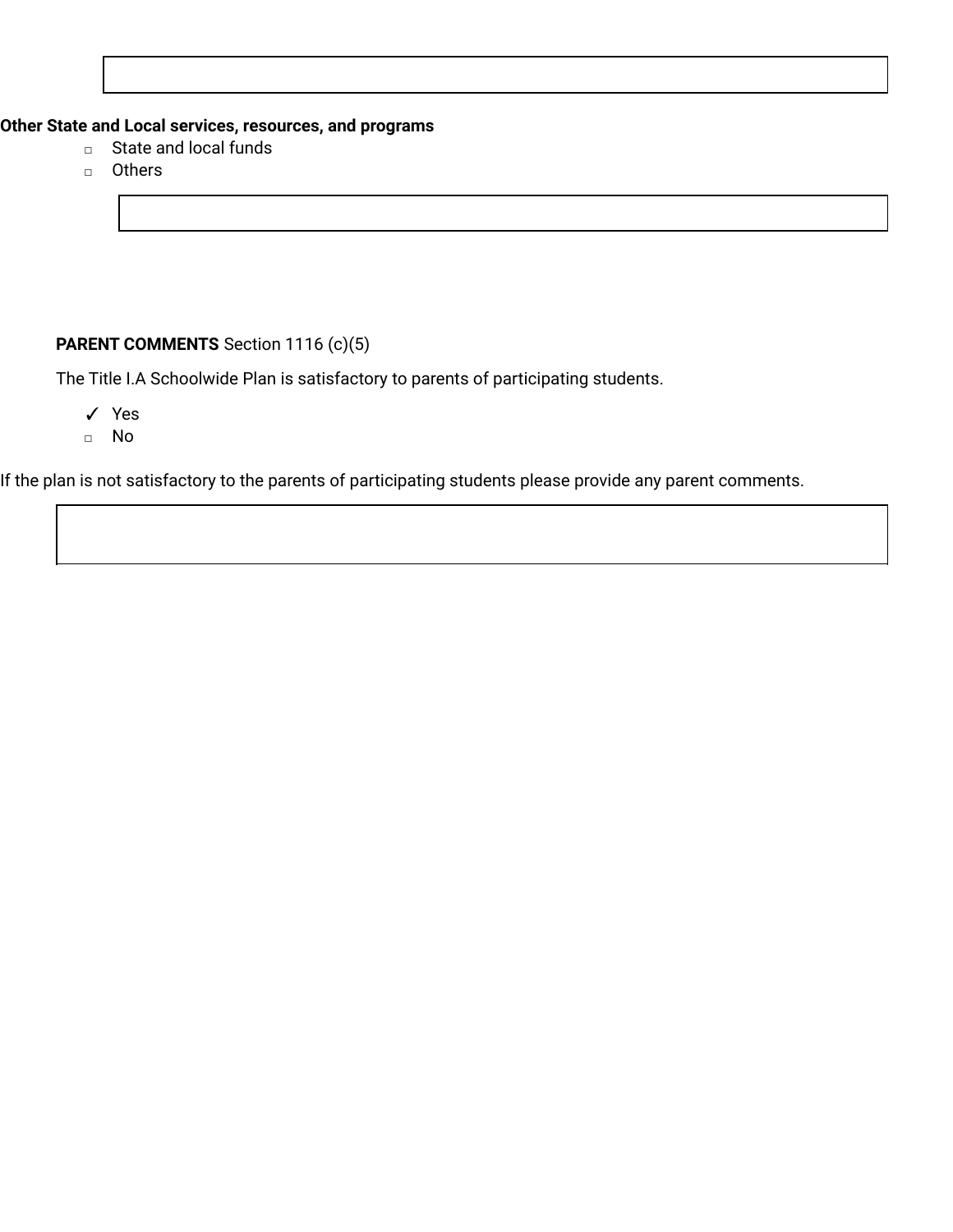**Other State and Local services, resources, and programs**

- ▫ State and local funds
- ▫ Others

**PARENT COMMENTS** Section 1116 (c)(5)

The Title I.A Schoolwide Plan is satisfactory to parents of participating students.

- ✓ Yes
- ▫ No

If the plan is not satisfactory to the parents of participating students please provide any parent comments.